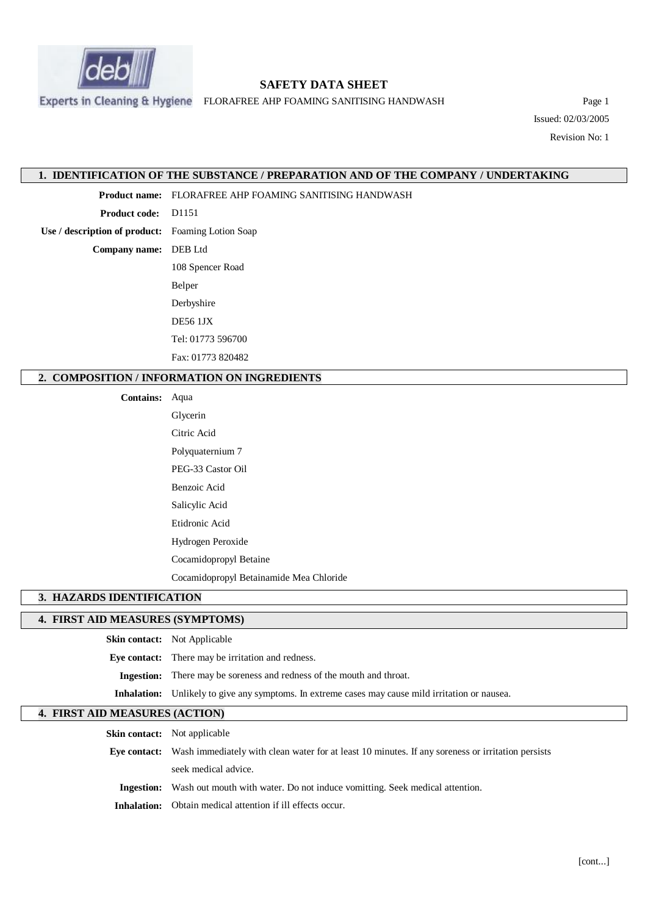# SAFETY DATA SHEET

FLORAFREE AHP FOAMING SANITISING HANDWASH

Issued: 02/03/2005

Revision No: 1

## 1. IDENTIFICATION OF THE SUBSTANCE / PREPARATION AND OF THE COMPANY / UNDERTAKING

**Product name:** FLORAFREE AHP FOAMING SANITISING HANDWASH

**Product code:** D1151

**Use / description of product:** Foaming Lotion Soap

**Company name:** DEB Ltd

108 Spencer Road

Belper

Derbyshire

DE56 1JX

Tel: 01773 596700

Fax: 01773 820482

## 2. COMPOSITION / INFORMATION ON INGREDIENTS

**Contains:** Aqua

Glycerin

Citric Acid

Polyquaternium 7

PEG-33 Castor Oil

Benzoic Acid

Salicylic Acid

Etidronic Acid

Hydrogen Peroxide

Cocamidopropyl Betaine

Cocamidopropyl Betainamide Mea Chloride

## 3. HAZARDS IDENTIFICATION

## 4. FIRST AID MEASURES (SYMPTOMS)

**Skin contact:** Not Applicable

**Eye contact:** There may be irritation and redness.

**Ingestion:** There may be soreness and redness of the mouth and throat.

**Inhalation:** Unlikely to give any symptoms. In extreme cases may cause mild irritation or nausea.

## 4. FIRST AID MEASURES (ACTION)

**Skin contact:** Not applicable

**Eye contact:** Wash immediately with clean water for at least 10 minutes. If any soreness or irritation persists seek medical advice.

**Ingestion:** Wash out mouth with water. Do not induce vomitting. Seek medical attention.

**Inhalation:** Obtain medical attention if ill effects occur.

[cont...]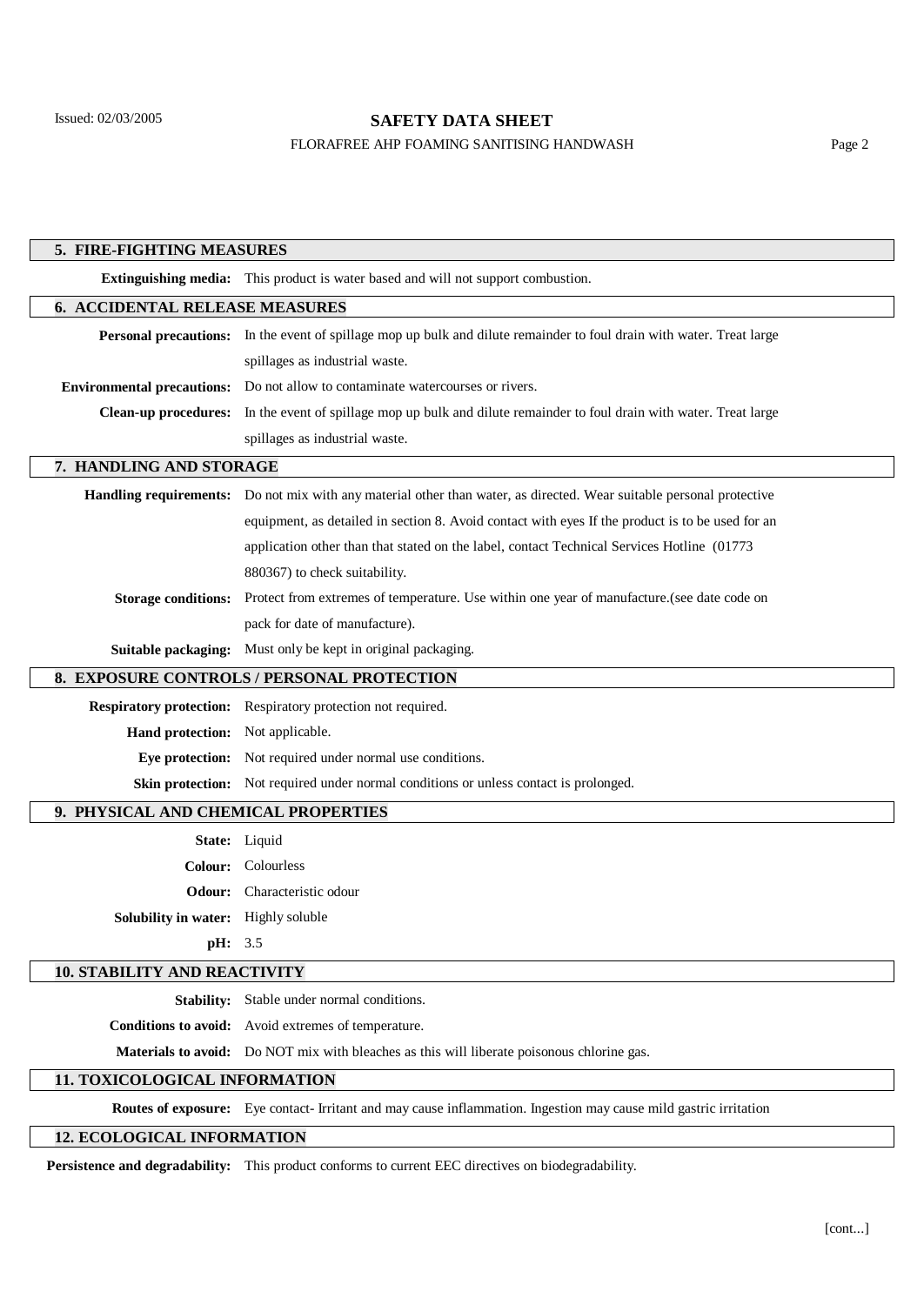## 5. FIRE-FIGHTING MEASURES

**Extinguishing media:** This product is water based and will not support combustion.

## 6. ACCIDENTAL RELEASE MEASURES

**Personal precautions:** In the event of spillage mop up bulk and dilute remainder to foul drain with water. Treat large spillages as industrial waste.

**Environmental precautions:** Do not allow to contaminate watercourses or rivers.

**Clean-up procedures:** In the event of spillage mop up bulk and dilute remainder to foul drain with water. Treat large spillages as industrial waste.

## 7. HANDLING AND STORAGE

**Handling requirements:** Do not mix with any material other than water, as directed. Wear suitable personal protective equipment, as detailed in section 8. Avoid contact with eyes If the product is to be used for an application other than that stated on the label, contact Technical Services Hotline (01773 880367) to check suitability.

**Storage conditions:** Protect from extremes of temperature. Use within one year of manufacture.(see date code on pack for date of manufacture).

**Suitable packaging:** Must only be kept in original packaging.

## 8. EXPOSURE CONTROLS / PERSONAL PROTECTION

**Respiratory protection:** Respiratory protection not required.

**Hand protection:** Not applicable.

**Eye protection:** Not required under normal use conditions.

**Skin protection:** Not required under normal conditions or unless contact is prolonged.

## 9. PHYSICAL AND CHEMICAL PROPERTIES

**State:** Liquid

**Colour:** Colourless

**Odour:** Characteristic odour

**Solubility in water:** Highly soluble

**pH:** 3.5

## 10. STABILITY AND REACTIVITY

**Stability:** Stable under normal conditions.

**Conditions to avoid:** Avoid extremes of temperature.

**Materials to avoid:** Do NOT mix with bleaches as this will liberate poisonous chlorine gas.

## 11. TOXICOLOGICAL INFORMATION

**Routes of exposure:** Eye contact- Irritant and may cause inflammation. Ingestion may cause mild gastric irritation

## 12. ECOLOGICAL INFORMATION

**Persistence and degradability:** This product conforms to current EEC directives on biodegradability.

[cont...]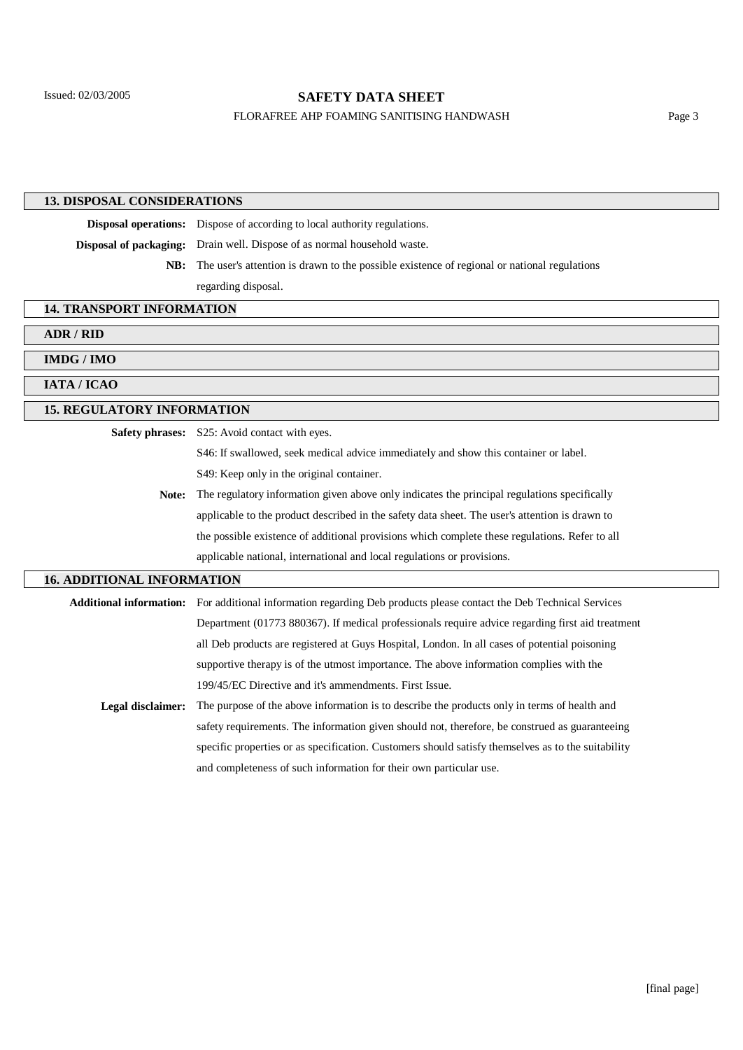## 13. DISPOSAL CONSIDERATIONS

**Disposal operations:** Dispose of according to local authority regulations.

**Disposal of packaging:** Drain well. Dispose of as normal household waste.

**NB:** The user's attention is drawn to the possible existence of regional or national regulations regarding disposal.

## 14. TRANSPORT INFORMATION

### ADR / RID

### IMDG / IMO

### IATA / ICAO

## 15. REGULATORY INFORMATION

**Safety phrases:** S25: Avoid contact with eyes.

S46: If swallowed, seek medical advice immediately and show this container or label.

S49: Keep only in the original container.

**Note:** The regulatory information given above only indicates the principal regulations specifically applicable to the product described in the safety data sheet. The user's attention is drawn to the possible existence of additional provisions which complete these regulations. Refer to all applicable national, international and local regulations or provisions.

## 16. ADDITIONAL INFORMATION

**Additional information:** For additional information regarding Deb products please contact the Deb Technical Services Department (01773 880367). If medical professionals require advice regarding first aid treatment all Deb products are registered at Guys Hospital, London. In all cases of potential poisoning supportive therapy is of the utmost importance. The above information complies with the 199/45/EC Directive and it's ammendments. First Issue.

**Legal disclaimer:** The purpose of the above information is to describe the products only in terms of health and safety requirements. The information given should not, therefore, be construed as guaranteeing specific properties or as specification. Customers should satisfy themselves as to the suitability and completeness of such information for their own particular use.

[final page]